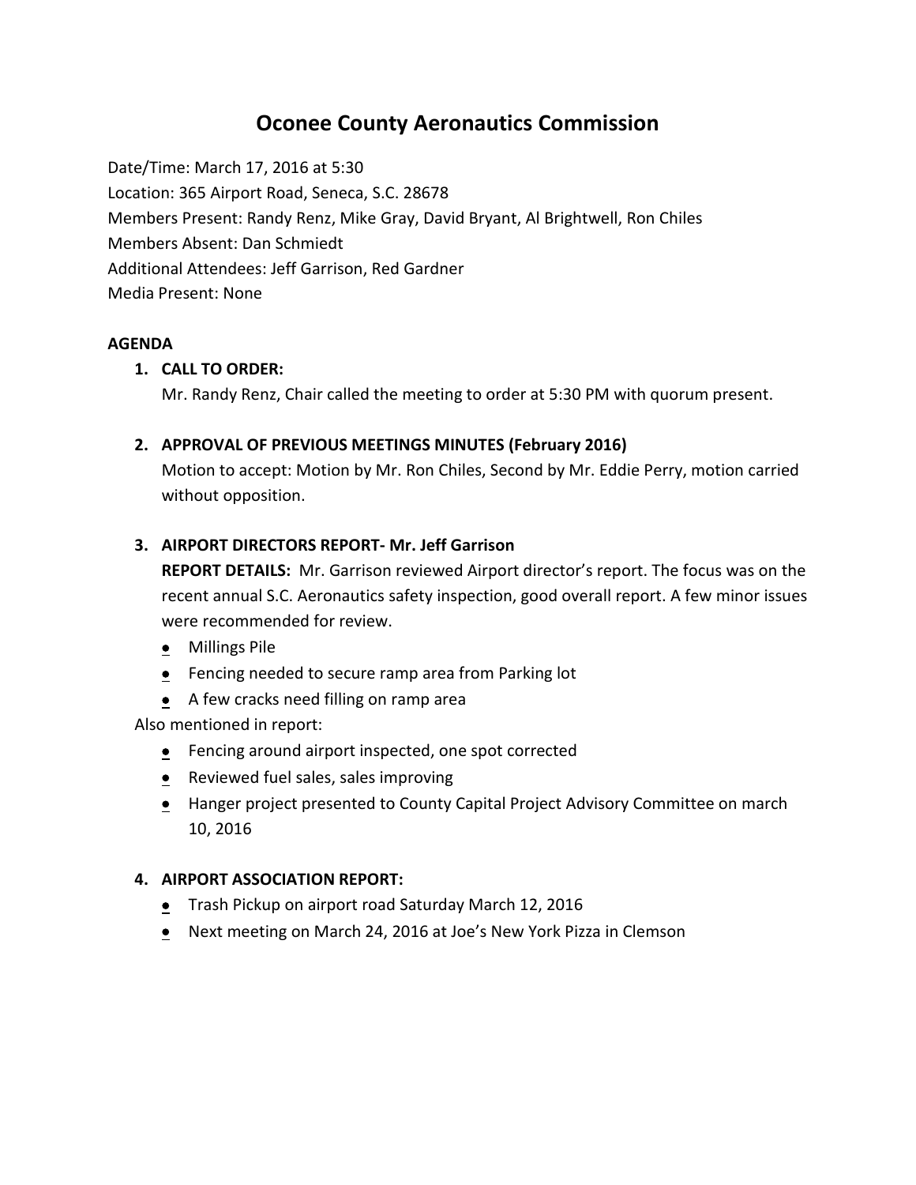# Oconee County Aeronautics Commission

Date/Time: March 17, 2016 at 5:30
Location: 365 Airport Road, Seneca, S.C. 28678
Members Present: Randy Renz, Mike Gray, David Bryant, Al Brightwell, Ron Chiles
Members Absent: Dan Schmiedt
Additional Attendees: Jeff Garrison, Red Gardner
Media Present: None

**AGENDA**

1. **CALL TO ORDER:**
   Mr. Randy Renz, Chair called the meeting to order at 5:30 PM with quorum present.

2. **APPROVAL OF PREVIOUS MEETINGS MINUTES (February 2016)**
   Motion to accept: Motion by Mr. Ron Chiles, Second by Mr. Eddie Perry, motion carried without opposition.

3. **AIRPORT DIRECTORS REPORT- Mr. Jeff Garrison**
   **REPORT DETAILS:** Mr. Garrison reviewed Airport director's report. The focus was on the recent annual S.C. Aeronautics safety inspection, good overall report. A few minor issues were recommended for review.
   - Millings Pile
   - Fencing needed to secure ramp area from Parking lot
   - A few cracks need filling on ramp area

   Also mentioned in report:
   - Fencing around airport inspected, one spot corrected
   - Reviewed fuel sales, sales improving
   - Hanger project presented to County Capital Project Advisory Committee on march 10, 2016

4. **AIRPORT ASSOCIATION REPORT:**
   - Trash Pickup on airport road Saturday March 12, 2016
   - Next meeting on March 24, 2016 at Joe's New York Pizza in Clemson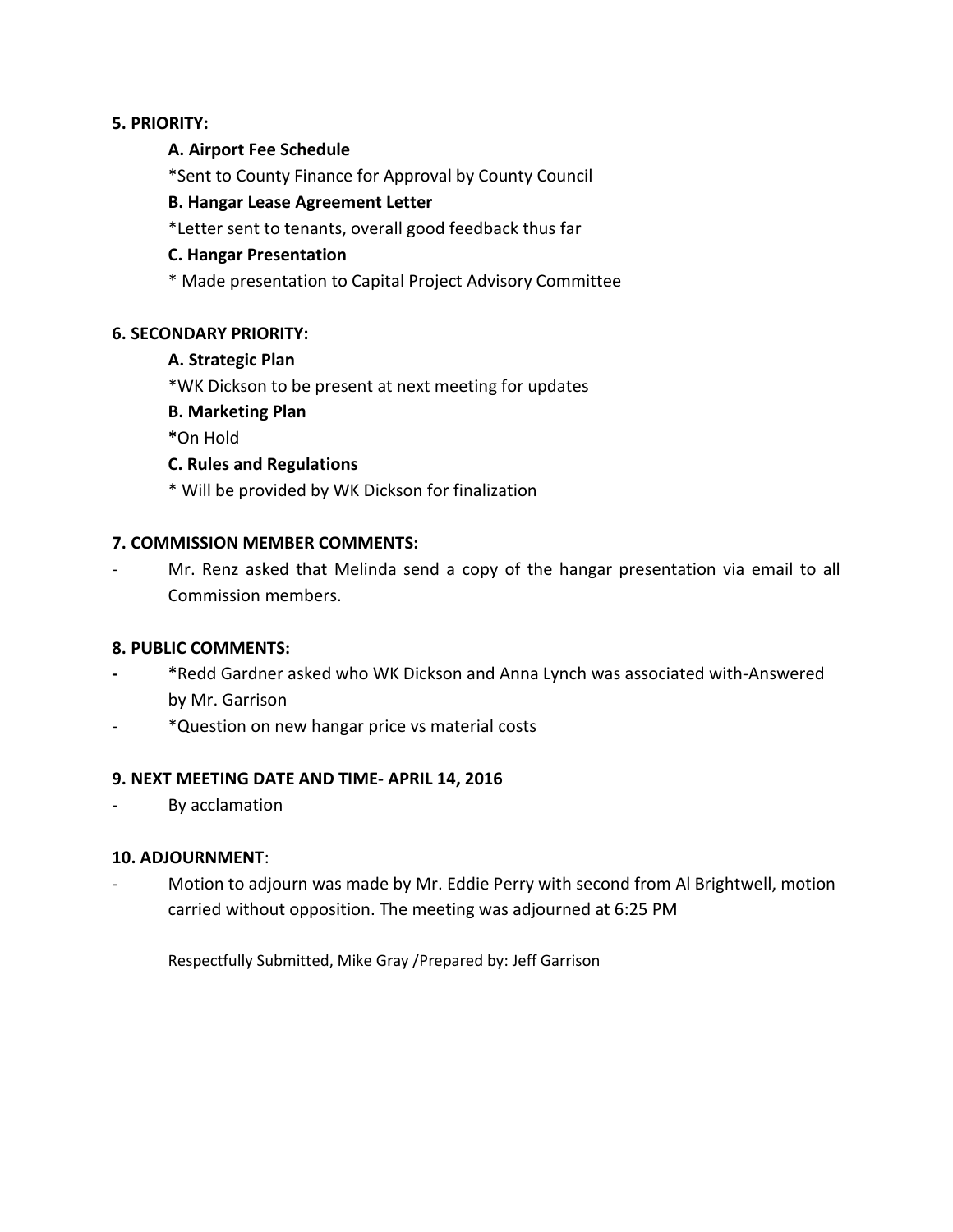**5. PRIORITY:**

**A. Airport Fee Schedule**

*Sent to County Finance for Approval by County Council

**B. Hangar Lease Agreement Letter**

*Letter sent to tenants, overall good feedback thus far

**C. Hangar Presentation**

* Made presentation to Capital Project Advisory Committee

**6. SECONDARY PRIORITY:**

**A. Strategic Plan**

*WK Dickson to be present at next meeting for updates

**B. Marketing Plan**

**\***On Hold

**C. Rules and Regulations**

* Will be provided by WK Dickson for finalization

**7. COMMISSION MEMBER COMMENTS:**

- Mr. Renz asked that Melinda send a copy of the hangar presentation via email to all Commission members.

**8. PUBLIC COMMENTS:**

- **\***Redd Gardner asked who WK Dickson and Anna Lynch was associated with-Answered by Mr. Garrison
- *Question on new hangar price vs material costs

**9. NEXT MEETING DATE AND TIME- APRIL 14, 2016**

- By acclamation

**10. ADJOURNMENT**:

- Motion to adjourn was made by Mr. Eddie Perry with second from Al Brightwell, motion carried without opposition. The meeting was adjourned at 6:25 PM

Respectfully Submitted, Mike Gray /Prepared by: Jeff Garrison